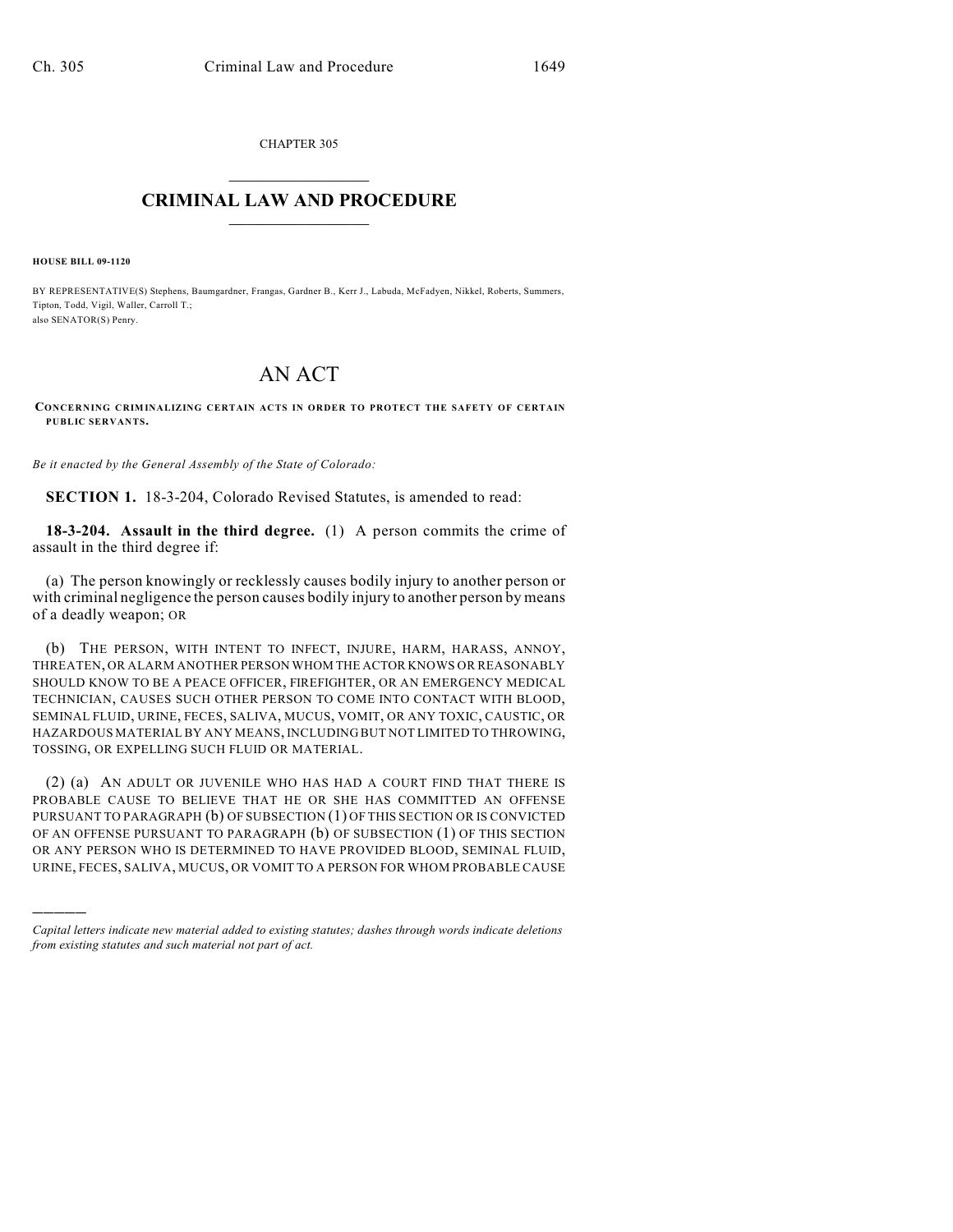CHAPTER 305

# CRIMINAL LAW AND PROCEDURE

**HOUSE BILL 09-1120**

BY REPRESENTATIVE(S) Stephens, Baumgardner, Frangas, Gardner B., Kerr J., Labuda, McFadyen, Nikkel, Roberts, Summers, Tipton, Todd, Vigil, Waller, Carroll T.;
also SENATOR(S) Penry.

# AN ACT

**CONCERNING CRIMINALIZING CERTAIN ACTS IN ORDER TO PROTECT THE SAFETY OF CERTAIN PUBLIC SERVANTS.**

*Be it enacted by the General Assembly of the State of Colorado:*

**SECTION 1.** 18-3-204, Colorado Revised Statutes, is amended to read:

**18-3-204. Assault in the third degree.** (1) A person commits the crime of assault in the third degree if:

(a) The person knowingly or recklessly causes bodily injury to another person or with criminal negligence the person causes bodily injury to another person by means of a deadly weapon; OR

(b) THE PERSON, WITH INTENT TO INFECT, INJURE, HARM, HARASS, ANNOY, THREATEN, OR ALARM ANOTHER PERSON WHOM THE ACTOR KNOWS OR REASONABLY SHOULD KNOW TO BE A PEACE OFFICER, FIREFIGHTER, OR AN EMERGENCY MEDICAL TECHNICIAN, CAUSES SUCH OTHER PERSON TO COME INTO CONTACT WITH BLOOD, SEMINAL FLUID, URINE, FECES, SALIVA, MUCUS, VOMIT, OR ANY TOXIC, CAUSTIC, OR HAZARDOUS MATERIAL BY ANY MEANS, INCLUDING BUT NOT LIMITED TO THROWING, TOSSING, OR EXPELLING SUCH FLUID OR MATERIAL.

(2) (a) AN ADULT OR JUVENILE WHO HAS HAD A COURT FIND THAT THERE IS PROBABLE CAUSE TO BELIEVE THAT HE OR SHE HAS COMMITTED AN OFFENSE PURSUANT TO PARAGRAPH (b) OF SUBSECTION (1) OF THIS SECTION OR IS CONVICTED OF AN OFFENSE PURSUANT TO PARAGRAPH (b) OF SUBSECTION (1) OF THIS SECTION OR ANY PERSON WHO IS DETERMINED TO HAVE PROVIDED BLOOD, SEMINAL FLUID, URINE, FECES, SALIVA, MUCUS, OR VOMIT TO A PERSON FOR WHOM PROBABLE CAUSE

---

*Capital letters indicate new material added to existing statutes; dashes through words indicate deletions from existing statutes and such material not part of act.*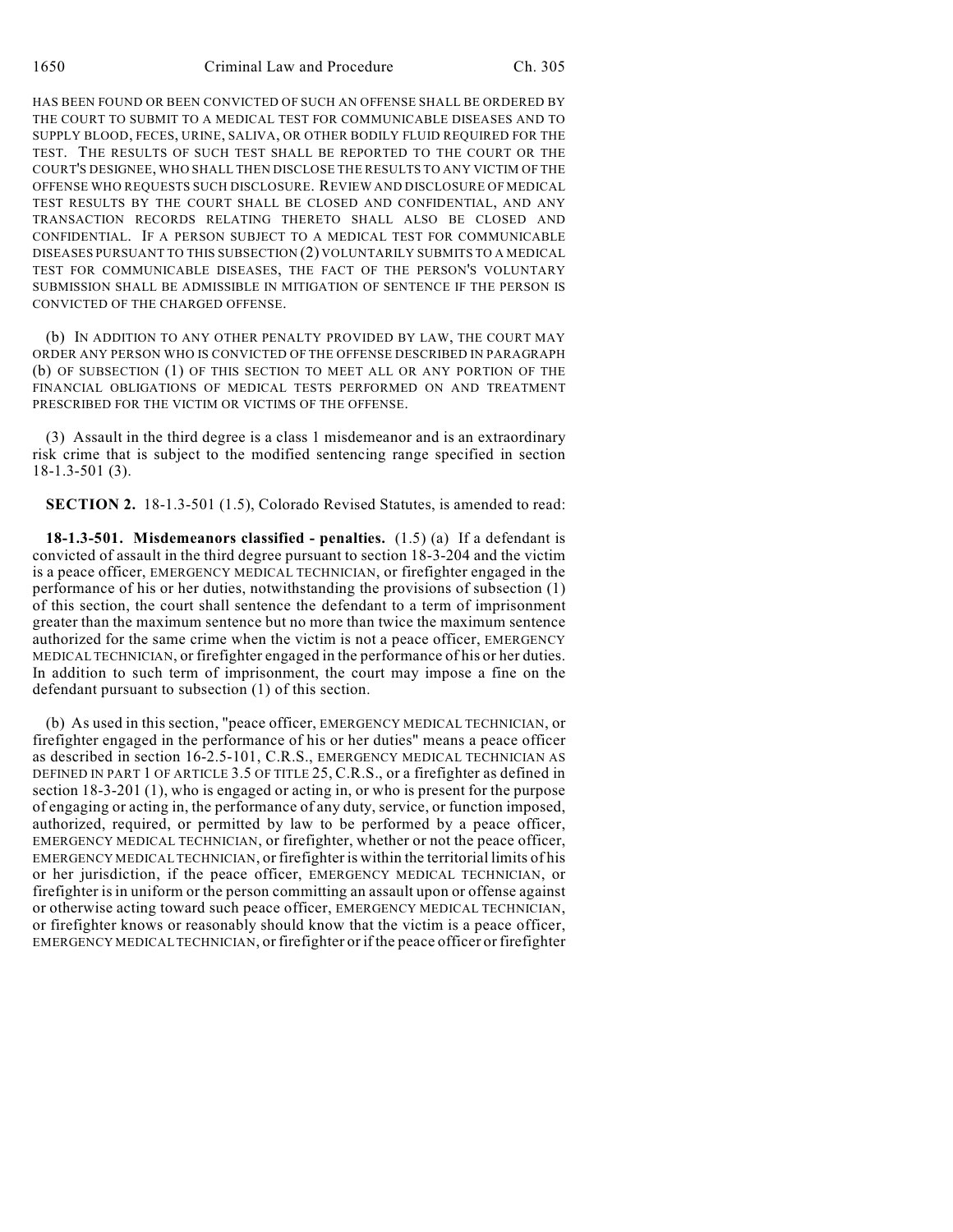HAS BEEN FOUND OR BEEN CONVICTED OF SUCH AN OFFENSE SHALL BE ORDERED BY THE COURT TO SUBMIT TO A MEDICAL TEST FOR COMMUNICABLE DISEASES AND TO SUPPLY BLOOD, FECES, URINE, SALIVA, OR OTHER BODILY FLUID REQUIRED FOR THE TEST. THE RESULTS OF SUCH TEST SHALL BE REPORTED TO THE COURT OR THE COURT'S DESIGNEE, WHO SHALL THEN DISCLOSE THE RESULTS TO ANY VICTIM OF THE OFFENSE WHO REQUESTS SUCH DISCLOSURE. REVIEW AND DISCLOSURE OF MEDICAL TEST RESULTS BY THE COURT SHALL BE CLOSED AND CONFIDENTIAL, AND ANY TRANSACTION RECORDS RELATING THERETO SHALL ALSO BE CLOSED AND CONFIDENTIAL. IF A PERSON SUBJECT TO A MEDICAL TEST FOR COMMUNICABLE DISEASES PURSUANT TO THIS SUBSECTION (2) VOLUNTARILY SUBMITS TO A MEDICAL TEST FOR COMMUNICABLE DISEASES, THE FACT OF THE PERSON'S VOLUNTARY SUBMISSION SHALL BE ADMISSIBLE IN MITIGATION OF SENTENCE IF THE PERSON IS CONVICTED OF THE CHARGED OFFENSE.

(b) IN ADDITION TO ANY OTHER PENALTY PROVIDED BY LAW, THE COURT MAY ORDER ANY PERSON WHO IS CONVICTED OF THE OFFENSE DESCRIBED IN PARAGRAPH (b) OF SUBSECTION (1) OF THIS SECTION TO MEET ALL OR ANY PORTION OF THE FINANCIAL OBLIGATIONS OF MEDICAL TESTS PERFORMED ON AND TREATMENT PRESCRIBED FOR THE VICTIM OR VICTIMS OF THE OFFENSE.

(3) Assault in the third degree is a class 1 misdemeanor and is an extraordinary risk crime that is subject to the modified sentencing range specified in section 18-1.3-501 (3).

**SECTION 2.** 18-1.3-501 (1.5), Colorado Revised Statutes, is amended to read:

**18-1.3-501. Misdemeanors classified - penalties.** (1.5) (a) If a defendant is convicted of assault in the third degree pursuant to section 18-3-204 and the victim is a peace officer, EMERGENCY MEDICAL TECHNICIAN, or firefighter engaged in the performance of his or her duties, notwithstanding the provisions of subsection (1) of this section, the court shall sentence the defendant to a term of imprisonment greater than the maximum sentence but no more than twice the maximum sentence authorized for the same crime when the victim is not a peace officer, EMERGENCY MEDICAL TECHNICIAN, or firefighter engaged in the performance of his or her duties. In addition to such term of imprisonment, the court may impose a fine on the defendant pursuant to subsection (1) of this section.

(b) As used in this section, "peace officer, EMERGENCY MEDICAL TECHNICIAN, or firefighter engaged in the performance of his or her duties" means a peace officer as described in section 16-2.5-101, C.R.S., EMERGENCY MEDICAL TECHNICIAN AS DEFINED IN PART 1 OF ARTICLE 3.5 OF TITLE 25, C.R.S., or a firefighter as defined in section 18-3-201 (1), who is engaged or acting in, or who is present for the purpose of engaging or acting in, the performance of any duty, service, or function imposed, authorized, required, or permitted by law to be performed by a peace officer, EMERGENCY MEDICAL TECHNICIAN, or firefighter, whether or not the peace officer, EMERGENCY MEDICAL TECHNICIAN, or firefighter is within the territorial limits of his or her jurisdiction, if the peace officer, EMERGENCY MEDICAL TECHNICIAN, or firefighter is in uniform or the person committing an assault upon or offense against or otherwise acting toward such peace officer, EMERGENCY MEDICAL TECHNICIAN, or firefighter knows or reasonably should know that the victim is a peace officer, EMERGENCY MEDICAL TECHNICIAN, or firefighter or if the peace officer or firefighter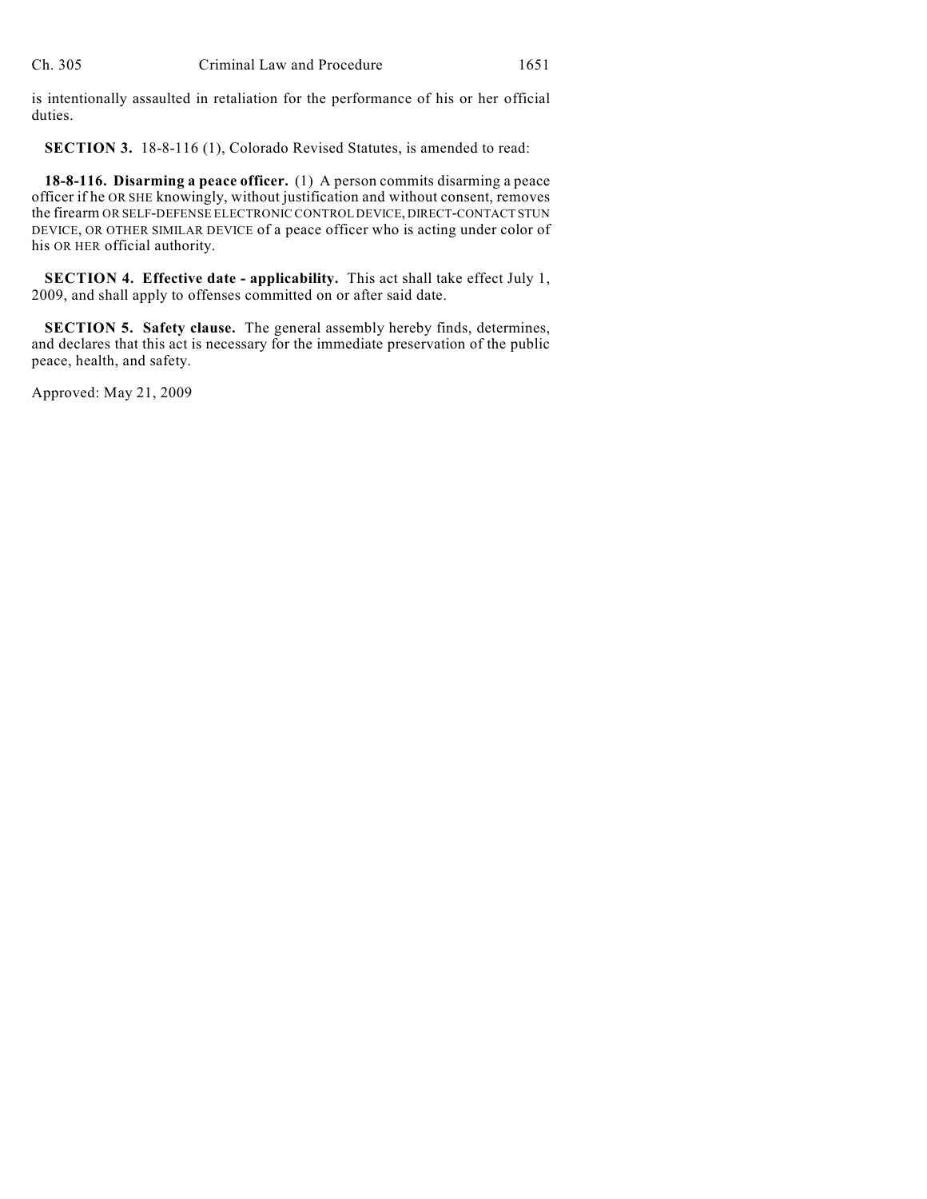is intentionally assaulted in retaliation for the performance of his or her official duties.

**SECTION 3.** 18-8-116 (1), Colorado Revised Statutes, is amended to read:

**18-8-116. Disarming a peace officer.** (1) A person commits disarming a peace officer if he OR SHE knowingly, without justification and without consent, removes the firearm OR SELF-DEFENSE ELECTRONIC CONTROL DEVICE, DIRECT-CONTACT STUN DEVICE, OR OTHER SIMILAR DEVICE of a peace officer who is acting under color of his OR HER official authority.

**SECTION 4. Effective date - applicability.** This act shall take effect July 1, 2009, and shall apply to offenses committed on or after said date.

**SECTION 5. Safety clause.** The general assembly hereby finds, determines, and declares that this act is necessary for the immediate preservation of the public peace, health, and safety.

Approved: May 21, 2009